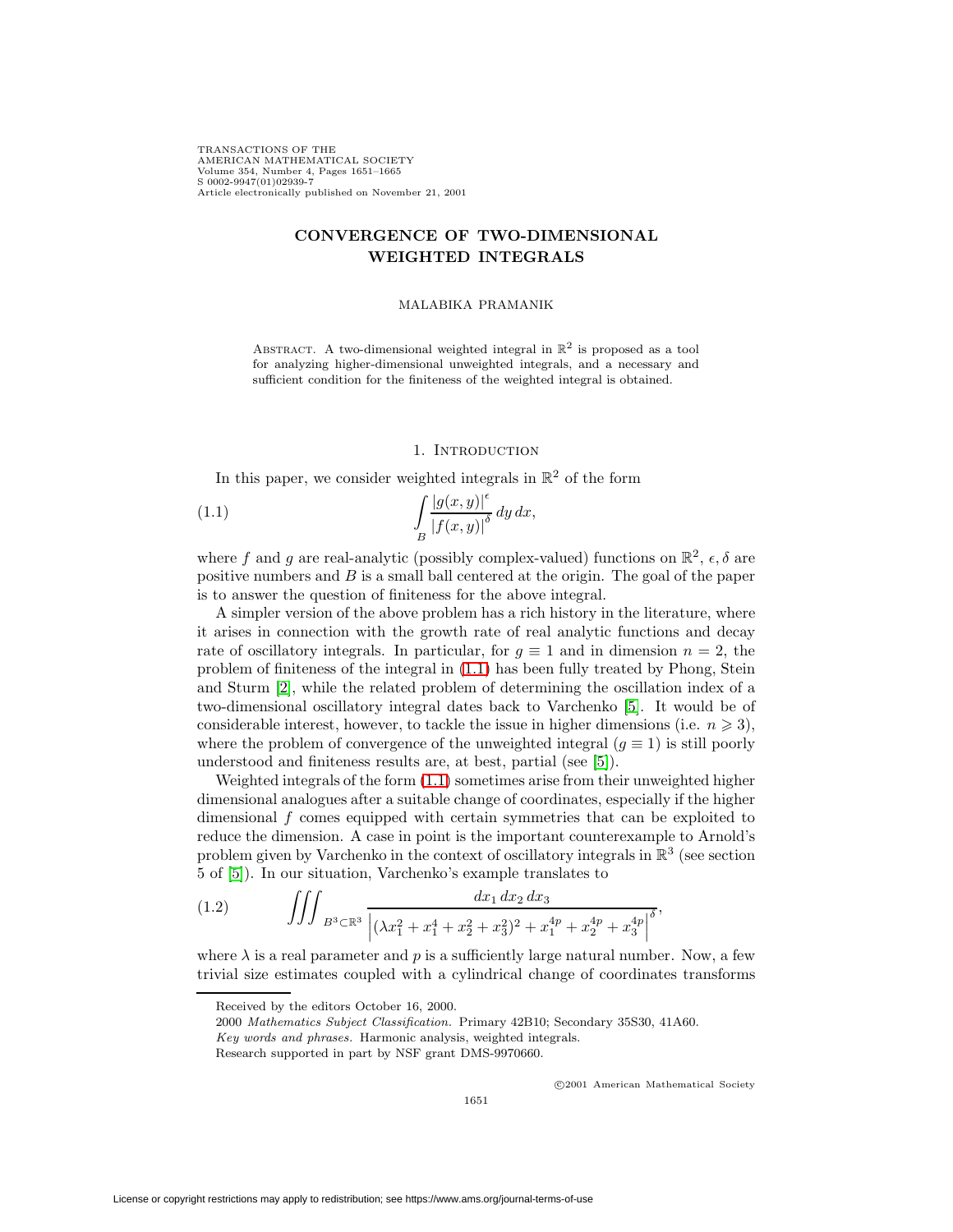# CONVERGENCE OF TWO-DIMENSIONAL WEIGHTED INTEGRALS

MALABIKA PRAMANIK

ABSTRACT. A two-dimensional weighted integral in $\mathbb{R}^2$ is proposed as a tool for analyzing higher-dimensional unweighted integrals, and a necessary and sufficient condition for the finiteness of the weighted integral is obtained.

## 1. Introduction

In this paper, we consider weighted integrals in $\mathbb{R}^2$ of the form

$$\int_B \frac{|g(x,y)|^\epsilon}{|f(x,y)|^\delta}\, dy\, dx, \tag{1.1}$$

where $f$ and $g$ are real-analytic (possibly complex-valued) functions on $\mathbb{R}^2$, $\epsilon, \delta$ are positive numbers and $B$ is a small ball centered at the origin. The goal of the paper is to answer the question of finiteness for the above integral.

A simpler version of the above problem has a rich history in the literature, where it arises in connection with the growth rate of real analytic functions and decay rate of oscillatory integrals. In particular, for $g \equiv 1$ and in dimension $n = 2$, the problem of finiteness of the integral in (1.1) has been fully treated by Phong, Stein and Sturm [2], while the related problem of determining the oscillation index of a two-dimensional oscillatory integral dates back to Varchenko [5]. It would be of considerable interest, however, to tackle the issue in higher dimensions (i.e. $n \geqslant 3$), where the problem of convergence of the unweighted integral ($g \equiv 1$) is still poorly understood and finiteness results are, at best, partial (see [5]).

Weighted integrals of the form (1.1) sometimes arise from their unweighted higher dimensional analogues after a suitable change of coordinates, especially if the higher dimensional $f$ comes equipped with certain symmetries that can be exploited to reduce the dimension. A case in point is the important counterexample to Arnold's problem given by Varchenko in the context of oscillatory integrals in $\mathbb{R}^3$ (see section 5 of [5]). In our situation, Varchenko's example translates to

$$\iiint_{B^3 \subset \mathbb{R}^3} \frac{dx_1\, dx_2\, dx_3}{\left|(\lambda x_1^2 + x_1^4 + x_2^2 + x_3^2)^2 + x_1^{4p} + x_2^{4p} + x_3^{4p}\right|^\delta}, \tag{1.2}$$

where $\lambda$ is a real parameter and $p$ is a sufficiently large natural number. Now, a few trivial size estimates coupled with a cylindrical change of coordinates transforms

---

Received by the editors October 16, 2000.

2000 *Mathematics Subject Classification.* Primary 42B10; Secondary 35S30, 41A60.

*Key words and phrases.* Harmonic analysis, weighted integrals.

Research supported in part by NSF grant DMS-9970660.

©2001 American Mathematical Society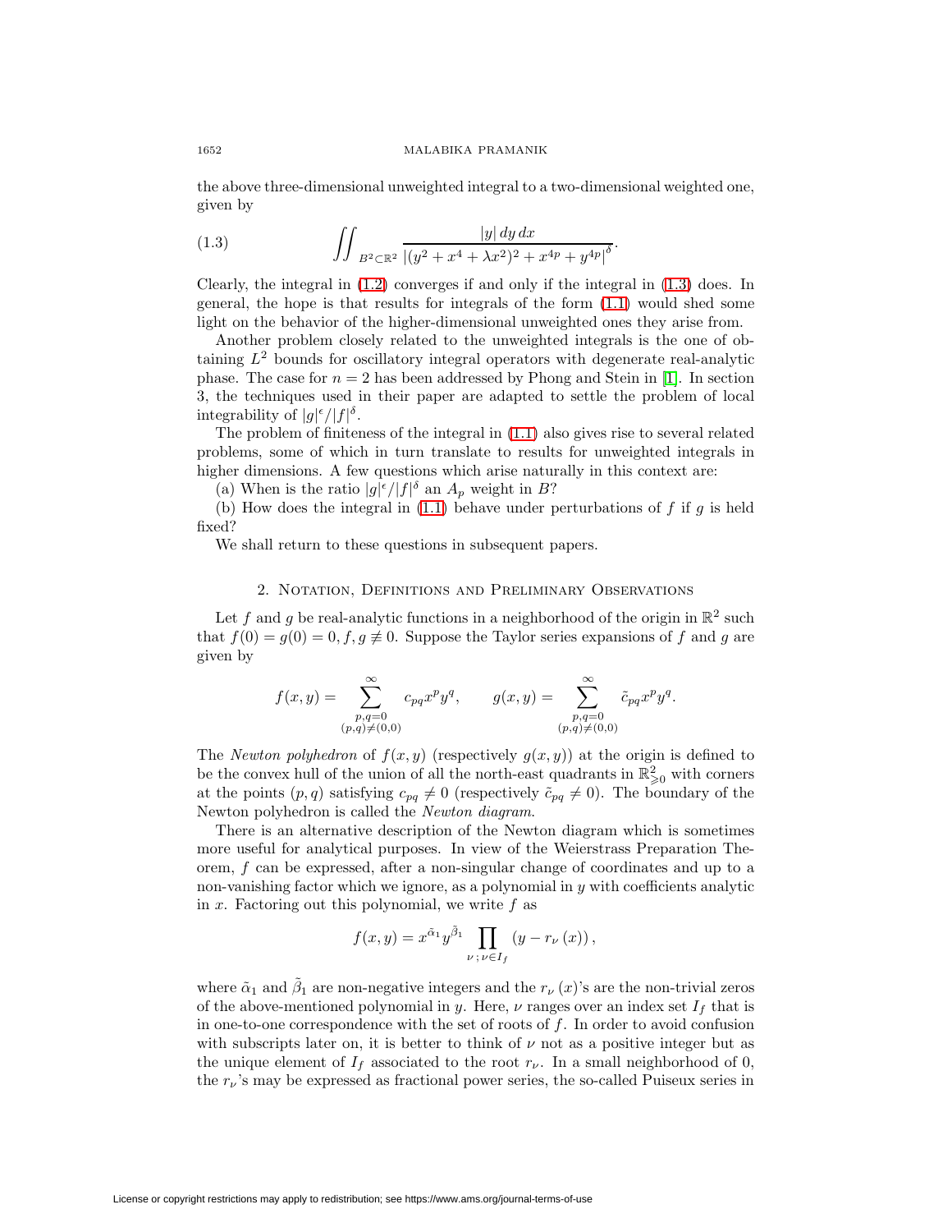the above three-dimensional unweighted integral to a two-dimensional weighted one, given by

$$\iint_{B^2 \subset \mathbb{R}^2} \frac{|y|\, dy\, dx}{\left|(y^2 + x^4 + \lambda x^2)^2 + x^{4p} + y^{4p}\right|^{\delta}}. \tag{1.3}$$

Clearly, the integral in (1.2) converges if and only if the integral in (1.3) does. In general, the hope is that results for integrals of the form (1.1) would shed some light on the behavior of the higher-dimensional unweighted ones they arise from.

Another problem closely related to the unweighted integrals is the one of obtaining $L^2$ bounds for oscillatory integral operators with degenerate real-analytic phase. The case for $n = 2$ has been addressed by Phong and Stein in [1]. In section 3, the techniques used in their paper are adapted to settle the problem of local integrability of $|g|^{\epsilon}/|f|^{\delta}$.

The problem of finiteness of the integral in (1.1) also gives rise to several related problems, some of which in turn translate to results for unweighted integrals in higher dimensions. A few questions which arise naturally in this context are:

(a) When is the ratio $|g|^{\epsilon}/|f|^{\delta}$ an $A_p$ weight in $B$?

(b) How does the integral in (1.1) behave under perturbations of $f$ if $g$ is held fixed?

We shall return to these questions in subsequent papers.

## 2. Notation, Definitions and Preliminary Observations

Let $f$ and $g$ be real-analytic functions in a neighborhood of the origin in $\mathbb{R}^2$ such that $f(0) = g(0) = 0$, $f, g \not\equiv 0$. Suppose the Taylor series expansions of $f$ and $g$ are given by

$$f(x,y) = \sum_{\substack{p,q=0 \\ (p,q)\neq(0,0)}}^{\infty} c_{pq} x^p y^q, \qquad g(x,y) = \sum_{\substack{p,q=0 \\ (p,q)\neq(0,0)}}^{\infty} \tilde{c}_{pq} x^p y^q.$$

The *Newton polyhedron* of $f(x,y)$ (respectively $g(x,y)$) at the origin is defined to be the convex hull of the union of all the north-east quadrants in $\mathbb{R}^2_{\geqslant 0}$ with corners at the points $(p,q)$ satisfying $c_{pq} \neq 0$ (respectively $\tilde{c}_{pq} \neq 0$). The boundary of the Newton polyhedron is called the *Newton diagram*.

There is an alternative description of the Newton diagram which is sometimes more useful for analytical purposes. In view of the Weierstrass Preparation Theorem, $f$ can be expressed, after a non-singular change of coordinates and up to a non-vanishing factor which we ignore, as a polynomial in $y$ with coefficients analytic in $x$. Factoring out this polynomial, we write $f$ as

$$f(x,y) = x^{\tilde{\alpha}_1} y^{\tilde{\beta}_1} \prod_{\nu\,;\,\nu \in I_f} \left(y - r_{\nu}(x)\right),$$

where $\tilde{\alpha}_1$ and $\tilde{\beta}_1$ are non-negative integers and the $r_{\nu}(x)$'s are the non-trivial zeros of the above-mentioned polynomial in $y$. Here, $\nu$ ranges over an index set $I_f$ that is in one-to-one correspondence with the set of roots of $f$. In order to avoid confusion with subscripts later on, it is better to think of $\nu$ not as a positive integer but as the unique element of $I_f$ associated to the root $r_{\nu}$. In a small neighborhood of 0, the $r_{\nu}$'s may be expressed as fractional power series, the so-called Puiseux series in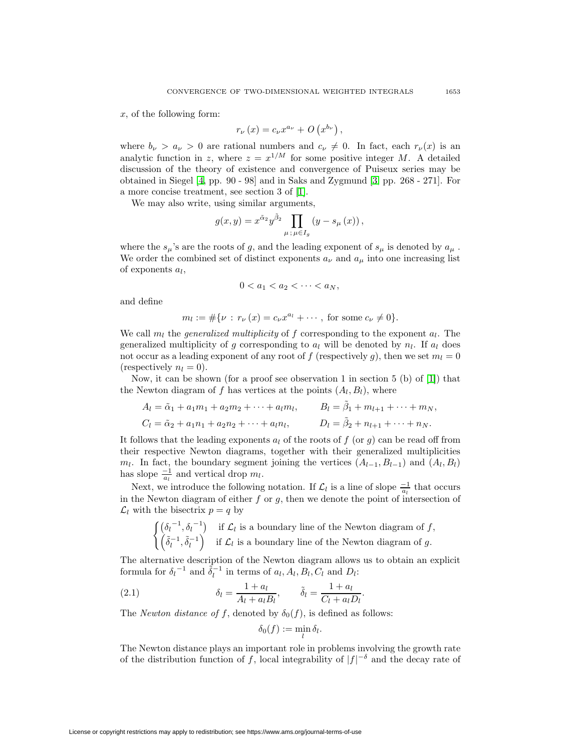$x$, of the following form:

$$r_\nu(x) = c_\nu x^{a_\nu} + O\left(x^{b_\nu}\right),$$

where $b_\nu > a_\nu > 0$ are rational numbers and $c_\nu \neq 0$. In fact, each $r_\nu(x)$ is an analytic function in $z$, where $z = x^{1/M}$ for some positive integer $M$. A detailed discussion of the theory of existence and convergence of Puiseux series may be obtained in Siegel [4, pp. 90 - 98] and in Saks and Zygmund [3] pp. 268 - 271]. For a more concise treatment, see section 3 of [1].

We may also write, using similar arguments,

$$g(x,y) = x^{\tilde{\alpha}_2} y^{\tilde{\beta}_2} \prod_{\mu\,;\,\mu \in I_g} \left(y - s_\mu(x)\right),$$

where the $s_\mu$'s are the roots of $g$, and the leading exponent of $s_\mu$ is denoted by $a_\mu$. We order the combined set of distinct exponents $a_\nu$ and $a_\mu$ into one increasing list of exponents $a_l$,

$$0 < a_1 < a_2 < \cdots < a_N,$$

and define

$$m_l := \#\{\nu : r_\nu(x) = c_\nu x^{a_l} + \cdots, \text{ for some } c_\nu \neq 0\}.$$

We call $m_l$ the *generalized multiplicity* of $f$ corresponding to the exponent $a_l$. The generalized multiplicity of $g$ corresponding to $a_l$ will be denoted by $n_l$. If $a_l$ does not occur as a leading exponent of any root of $f$ (respectively $g$), then we set $m_l = 0$ (respectively $n_l = 0$).

Now, it can be shown (for a proof see observation 1 in section 5 (b) of [1]) that the Newton diagram of $f$ has vertices at the points $(A_l, B_l)$, where

$$A_l = \tilde{\alpha}_1 + a_1 m_1 + a_2 m_2 + \cdots + a_l m_l, \qquad B_l = \tilde{\beta}_1 + m_{l+1} + \cdots + m_N,$$

$$C_l = \tilde{\alpha}_2 + a_1 n_1 + a_2 n_2 + \cdots + a_l n_l, \qquad D_l = \tilde{\beta}_2 + n_{l+1} + \cdots + n_N.$$

It follows that the leading exponents $a_l$ of the roots of $f$ (or $g$) can be read off from their respective Newton diagrams, together with their generalized multiplicities $m_l$. In fact, the boundary segment joining the vertices $(A_{l-1}, B_{l-1})$ and $(A_l, B_l)$ has slope $\frac{-1}{a_l}$ and vertical drop $m_l$.

Next, we introduce the following notation. If $\mathcal{L}_l$ is a line of slope $\frac{-1}{a_l}$ that occurs in the Newton diagram of either $f$ or $g$, then we denote the point of intersection of $\mathcal{L}_l$ with the bisectrix $p = q$ by

$$\begin{cases} \left({\delta_l}^{-1}, {\delta_l}^{-1}\right) & \text{if } \mathcal{L}_l \text{ is a boundary line of the Newton diagram of } f, \\ \left(\tilde{\delta}_l^{-1}, \tilde{\delta}_l^{-1}\right) & \text{if } \mathcal{L}_l \text{ is a boundary line of the Newton diagram of } g. \end{cases}$$

The alternative description of the Newton diagram allows us to obtain an explicit formula for ${\delta_l}^{-1}$ and $\tilde{\delta}_l^{-1}$ in terms of $a_l, A_l, B_l, C_l$ and $D_l$:

$$\delta_l = \frac{1 + a_l}{A_l + a_l B_l}, \qquad \tilde{\delta}_l = \frac{1 + a_l}{C_l + a_l D_l}. \tag{2.1}$$

The *Newton distance of* $f$, denoted by $\delta_0(f)$, is defined as follows:

$$\delta_0(f) := \min_l \delta_l.$$

The Newton distance plays an important role in problems involving the growth rate of the distribution function of $f$, local integrability of $|f|^{-\delta}$ and the decay rate of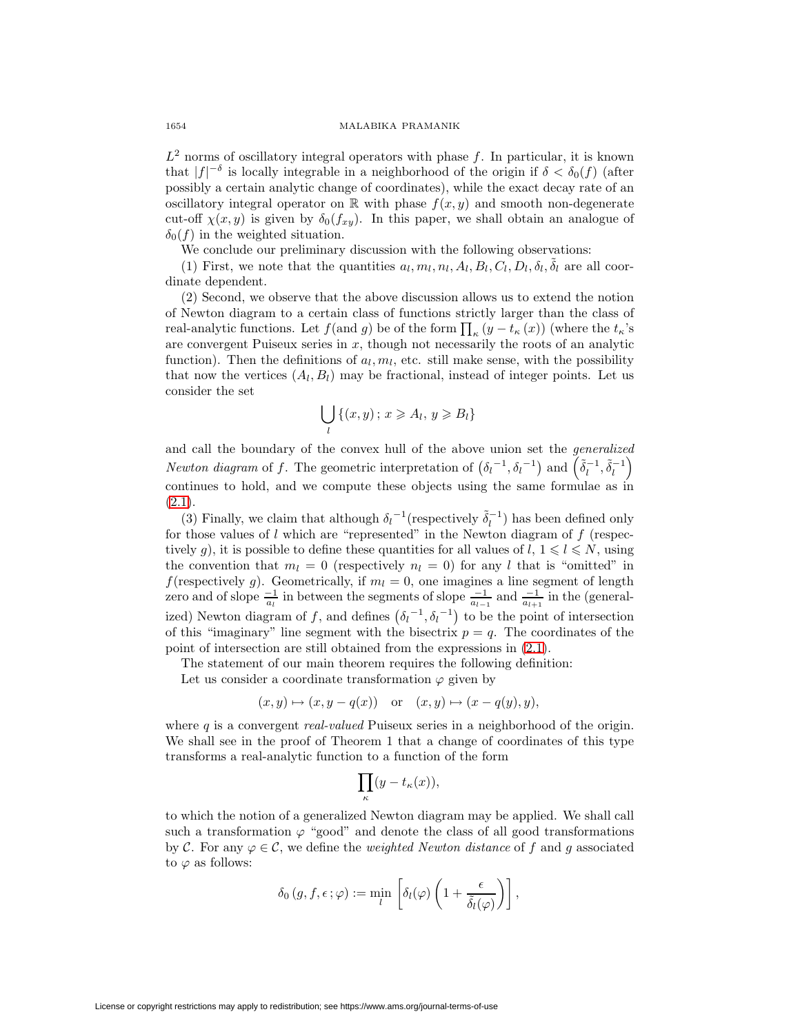$L^2$ norms of oscillatory integral operators with phase $f$. In particular, it is known that $|f|^{-\delta}$ is locally integrable in a neighborhood of the origin if $\delta < \delta_0(f)$ (after possibly a certain analytic change of coordinates), while the exact decay rate of an oscillatory integral operator on $\mathbb{R}$ with phase $f(x,y)$ and smooth non-degenerate cut-off $\chi(x,y)$ is given by $\delta_0(f_{xy})$. In this paper, we shall obtain an analogue of $\delta_0(f)$ in the weighted situation.

We conclude our preliminary discussion with the following observations:

(1) First, we note that the quantities $a_l, m_l, n_l, A_l, B_l, C_l, D_l, \delta_l, \tilde{\delta}_l$ are all coordinate dependent.

(2) Second, we observe that the above discussion allows us to extend the notion of Newton diagram to a certain class of functions strictly larger than the class of real-analytic functions. Let $f$(and $g$) be of the form $\prod_\kappa (y - t_\kappa(x))$ (where the $t_\kappa$'s are convergent Puiseux series in $x$, though not necessarily the roots of an analytic function). Then the definitions of $a_l, m_l$, etc. still make sense, with the possibility that now the vertices $(A_l, B_l)$ may be fractional, instead of integer points. Let us consider the set

$$\bigcup_l \{(x,y)\,;\, x \geqslant A_l,\, y \geqslant B_l\}$$

and call the boundary of the convex hull of the above union set the *generalized Newton diagram* of $f$. The geometric interpretation of $\left(\delta_l{}^{-1}, \delta_l{}^{-1}\right)$ and $\left(\tilde{\delta}_l^{-1}, \tilde{\delta}_l^{-1}\right)$ continues to hold, and we compute these objects using the same formulae as in (2.1).

(3) Finally, we claim that although $\delta_l{}^{-1}$(respectively $\tilde{\delta}_l^{-1}$) has been defined only for those values of $l$ which are "represented" in the Newton diagram of $f$ (respectively $g$), it is possible to define these quantities for all values of $l$, $1 \leqslant l \leqslant N$, using the convention that $m_l = 0$ (respectively $n_l = 0$) for any $l$ that is "omitted" in $f$(respectively $g$). Geometrically, if $m_l = 0$, one imagines a line segment of length zero and of slope $\frac{-1}{a_l}$ in between the segments of slope $\frac{-1}{a_{l-1}}$ and $\frac{-1}{a_{l+1}}$ in the (generalized) Newton diagram of $f$, and defines $\left(\delta_l{}^{-1}, \delta_l{}^{-1}\right)$ to be the point of intersection of this "imaginary" line segment with the bisectrix $p = q$. The coordinates of the point of intersection are still obtained from the expressions in (2.1).

The statement of our main theorem requires the following definition:

Let us consider a coordinate transformation $\varphi$ given by

$$(x,y) \mapsto (x, y - q(x)) \quad \text{or} \quad (x,y) \mapsto (x - q(y), y),$$

where $q$ is a convergent *real-valued* Puiseux series in a neighborhood of the origin. We shall see in the proof of Theorem 1 that a change of coordinates of this type transforms a real-analytic function to a function of the form

$$\prod_\kappa (y - t_\kappa(x)),$$

to which the notion of a generalized Newton diagram may be applied. We shall call such a transformation $\varphi$ "good" and denote the class of all good transformations by $\mathcal{C}$. For any $\varphi \in \mathcal{C}$, we define the *weighted Newton distance* of $f$ and $g$ associated to $\varphi$ as follows:

$$\delta_0\left(g, f, \epsilon\,;\varphi\right) := \min_l \left[\delta_l(\varphi)\left(1 + \frac{\epsilon}{\tilde{\delta}_l(\varphi)}\right)\right],$$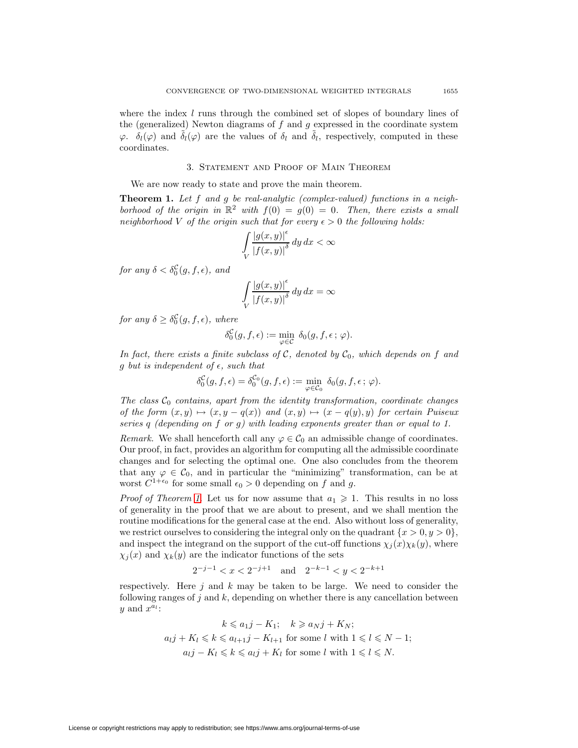where the index $l$ runs through the combined set of slopes of boundary lines of the (generalized) Newton diagrams of $f$ and $g$ expressed in the coordinate system $\varphi$. $\delta_l(\varphi)$ and $\tilde{\delta}_l(\varphi)$ are the values of $\delta_l$ and $\tilde{\delta}_l$, respectively, computed in these coordinates.

## 3. Statement and Proof of Main Theorem

We are now ready to state and prove the main theorem.

**Theorem 1.** *Let $f$ and $g$ be real-analytic (complex-valued) functions in a neighborhood of the origin in $\mathbb{R}^2$ with $f(0) = g(0) = 0$. Then, there exists a small neighborhood $V$ of the origin such that for every $\epsilon > 0$ the following holds:*

$$\int_V \frac{|g(x,y)|^{\epsilon}}{|f(x,y)|^{\delta}}\, dy\, dx < \infty$$

*for any $\delta < \delta_0^{\mathcal{C}}(g, f, \epsilon)$, and*

$$\int_V \frac{|g(x,y)|^{\epsilon}}{|f(x,y)|^{\delta}}\, dy\, dx = \infty$$

*for any $\delta \geq \delta_0^{\mathcal{C}}(g, f, \epsilon)$, where*

$$\delta_0^{\mathcal{C}}(g, f, \epsilon) := \min_{\varphi \in \mathcal{C}} \ \delta_0(g, f, \epsilon\,;\, \varphi).$$

*In fact, there exists a finite subclass of $\mathcal{C}$, denoted by $\mathcal{C}_0$, which depends on $f$ and $g$ but is independent of $\epsilon$, such that*

$$\delta_0^{\mathcal{C}}(g, f, \epsilon) = \delta_0^{\mathcal{C}_0}(g, f, \epsilon) := \min_{\varphi \in \mathcal{C}_0} \ \delta_0(g, f, \epsilon\,;\, \varphi).$$

*The class $\mathcal{C}_0$ contains, apart from the identity transformation, coordinate changes of the form $(x, y) \mapsto (x, y - q(x))$ and $(x, y) \mapsto (x - q(y), y)$ for certain Puiseux series $q$ (depending on $f$ or $g$) with leading exponents greater than or equal to 1.*

*Remark.* We shall henceforth call any $\varphi \in \mathcal{C}_0$ an admissible change of coordinates. Our proof, in fact, provides an algorithm for computing all the admissible coordinate changes and for selecting the optimal one. One also concludes from the theorem that any $\varphi \in \mathcal{C}_0$, and in particular the "minimizing" transformation, can be at worst $C^{1+\epsilon_0}$ for some small $\epsilon_0 > 0$ depending on $f$ and $g$.

*Proof of Theorem 1.* Let us for now assume that $a_1 \geqslant 1$. This results in no loss of generality in the proof that we are about to present, and we shall mention the routine modifications for the general case at the end. Also without loss of generality, we restrict ourselves to considering the integral only on the quadrant $\{x > 0, y > 0\}$, and inspect the integrand on the support of the cut-off functions $\chi_j(x)\chi_k(y)$, where $\chi_j(x)$ and $\chi_k(y)$ are the indicator functions of the sets

$$2^{-j-1} < x < 2^{-j+1} \quad \text{and} \quad 2^{-k-1} < y < 2^{-k+1}$$

respectively. Here $j$ and $k$ may be taken to be large. We need to consider the following ranges of $j$ and $k$, depending on whether there is any cancellation between $y$ and $x^{a_l}$:

$$k \leqslant a_1 j - K_1; \quad k \geqslant a_N j + K_N;$$
$$a_l j + K_l \leqslant k \leqslant a_{l+1} j - K_{l+1} \text{ for some } l \text{ with } 1 \leqslant l \leqslant N-1;$$
$$a_l j - K_l \leqslant k \leqslant a_l j + K_l \text{ for some } l \text{ with } 1 \leqslant l \leqslant N.$$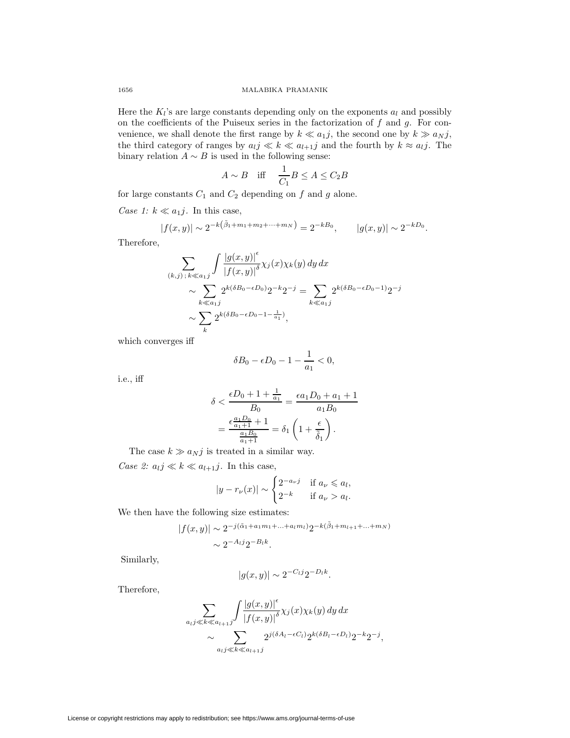Here the $K_l$'s are large constants depending only on the exponents $a_l$ and possibly on the coefficients of the Puiseux series in the factorization of $f$ and $g$. For convenience, we shall denote the first range by $k \ll a_1 j$, the second one by $k \gg a_N j$, the third category of ranges by $a_l j \ll k \ll a_{l+1} j$ and the fourth by $k \approx a_l j$. The binary relation $A \sim B$ is used in the following sense:

$$A \sim B \quad \text{iff} \quad \frac{1}{C_1} B \leq A \leq C_2 B$$

for large constants $C_1$ and $C_2$ depending on $f$ and $g$ alone.

*Case 1:* $k \ll a_1 j$. In this case,

$$|f(x,y)| \sim 2^{-k\left(\tilde{\beta}_1 + m_1 + m_2 + \cdots + m_N\right)} = 2^{-kB_0}, \qquad |g(x,y)| \sim 2^{-kD_0}.$$

Therefore,

$$\begin{aligned}
&\sum_{(k,j)\,;\,k \ll a_1 j} \int \frac{|g(x,y)|^{\epsilon}}{|f(x,y)|^{\delta}} \chi_j(x) \chi_k(y)\, dy\, dx \\
&\quad \sim \sum_{k \ll a_1 j} 2^{k(\delta B_0 - \epsilon D_0)} 2^{-k} 2^{-j} = \sum_{k \ll a_1 j} 2^{k(\delta B_0 - \epsilon D_0 - 1)} 2^{-j} \\
&\quad \sim \sum_{k} 2^{k(\delta B_0 - \epsilon D_0 - 1 - \frac{1}{a_1})},
\end{aligned}$$

which converges iff

$$\delta B_0 - \epsilon D_0 - 1 - \frac{1}{a_1} < 0,$$

i.e., iff

$$\begin{aligned}
\delta &< \frac{\epsilon D_0 + 1 + \frac{1}{a_1}}{B_0} = \frac{\epsilon a_1 D_0 + a_1 + 1}{a_1 B_0} \\
&= \frac{\epsilon \frac{a_1 D_0}{a_1 + 1} + 1}{\frac{a_1 B_0}{a_1 + 1}} = \delta_1 \left(1 + \frac{\epsilon}{\tilde{\delta}_1}\right).
\end{aligned}$$

The case $k \gg a_N j$ is treated in a similar way.

*Case 2:* $a_l j \ll k \ll a_{l+1} j$. In this case,

$$|y - r_\nu(x)| \sim \begin{cases} 2^{-a_\nu j} & \text{if } a_\nu \leqslant a_l, \\ 2^{-k} & \text{if } a_\nu > a_l. \end{cases}$$

We then have the following size estimates:

$$\begin{aligned}
|f(x,y)| &\sim 2^{-j(\tilde{\alpha}_1 + a_1 m_1 + \ldots + a_l m_l)} 2^{-k(\tilde{\beta}_1 + m_{l+1} + \ldots + m_N)} \\
&\sim 2^{-A_l j} 2^{-B_l k}.
\end{aligned}$$

Similarly,

$$|g(x,y)| \sim 2^{-C_l j} 2^{-D_l k}.$$

Therefore,

$$\begin{aligned}
&\sum_{a_l j \ll k \ll a_{l+1} j} \int \frac{|g(x,y)|^{\epsilon}}{|f(x,y)|^{\delta}} \chi_j(x) \chi_k(y)\, dy\, dx \\
&\quad \sim \sum_{a_l j \ll k \ll a_{l+1} j} 2^{j(\delta A_l - \epsilon C_l)} 2^{k(\delta B_l - \epsilon D_l)} 2^{-k} 2^{-j},
\end{aligned}$$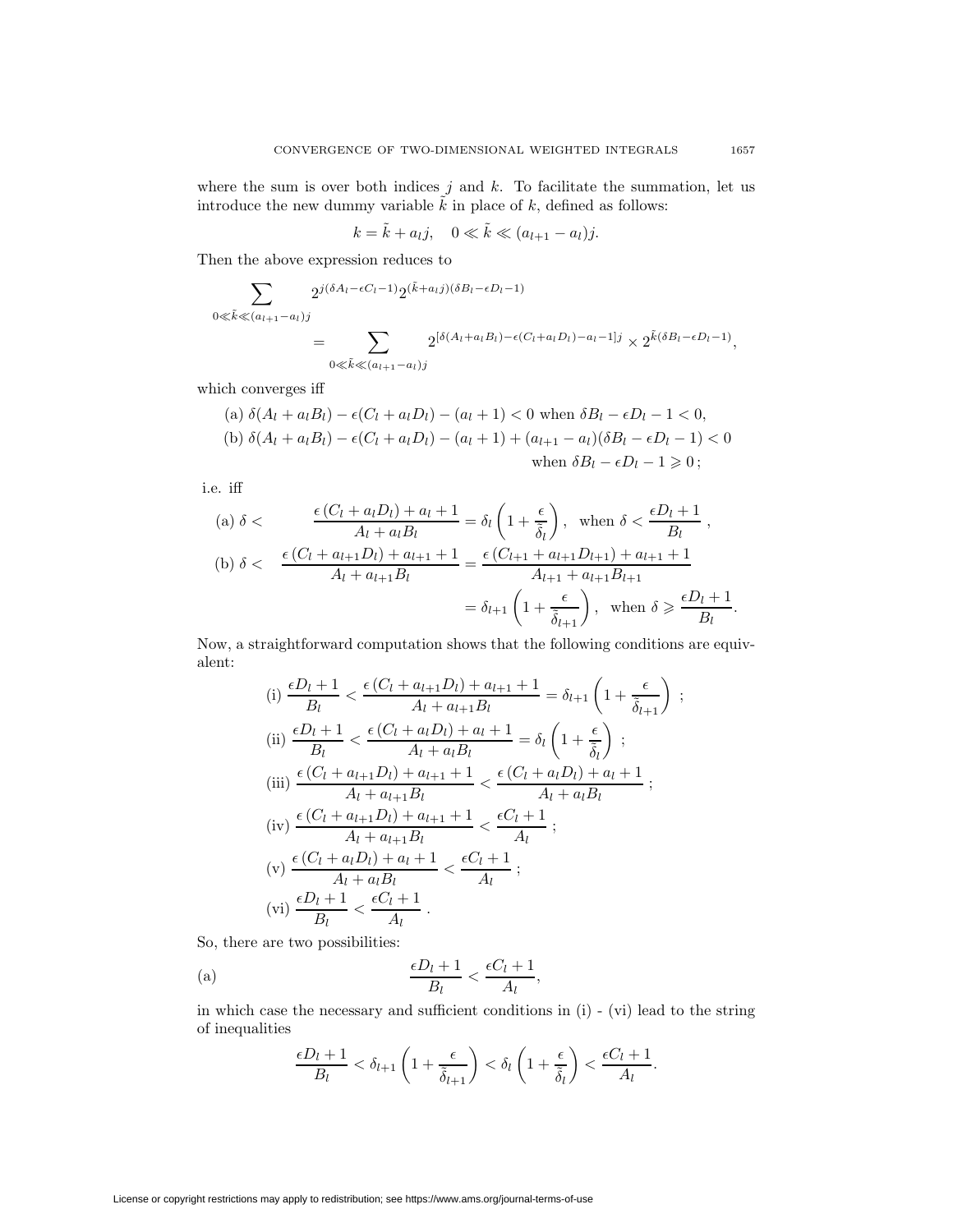where the sum is over both indices $j$ and $k$. To facilitate the summation, let us introduce the new dummy variable $\tilde{k}$ in place of $k$, defined as follows:

$$k = \tilde{k} + a_l j, \quad 0 \ll \tilde{k} \ll (a_{l+1} - a_l)j.$$

Then the above expression reduces to

$$\sum_{0 \ll \tilde{k} \ll (a_{l+1}-a_l)j} 2^{j(\delta A_l - \epsilon C_l - 1)} 2^{(\tilde{k} + a_l j)(\delta B_l - \epsilon D_l - 1)}$$
$$= \sum_{0 \ll \tilde{k} \ll (a_{l+1}-a_l)j} 2^{[\delta(A_l + a_l B_l) - \epsilon(C_l + a_l D_l) - a_l - 1]j} \times 2^{\tilde{k}(\delta B_l - \epsilon D_l - 1)},$$

which converges iff

(a) $\delta(A_l + a_l B_l) - \epsilon(C_l + a_l D_l) - (a_l + 1) < 0$ when $\delta B_l - \epsilon D_l - 1 < 0$,

(b) $\delta(A_l + a_l B_l) - \epsilon(C_l + a_l D_l) - (a_l + 1) + (a_{l+1} - a_l)(\delta B_l - \epsilon D_l - 1) < 0$ when $\delta B_l - \epsilon D_l - 1 \geqslant 0$;

i.e. iff

(a) $\delta < \dfrac{\epsilon (C_l + a_l D_l) + a_l + 1}{A_l + a_l B_l} = \delta_l \left(1 + \dfrac{\epsilon}{\tilde{\delta}_l}\right)$, when $\delta < \dfrac{\epsilon D_l + 1}{B_l}$ ,

(b) $\delta < \dfrac{\epsilon (C_l + a_{l+1} D_l) + a_{l+1} + 1}{A_l + a_{l+1} B_l} = \dfrac{\epsilon (C_{l+1} + a_{l+1} D_{l+1}) + a_{l+1} + 1}{A_{l+1} + a_{l+1} B_{l+1}} = \delta_{l+1} \left(1 + \dfrac{\epsilon}{\tilde{\delta}_{l+1}}\right)$, when $\delta \geqslant \dfrac{\epsilon D_l + 1}{B_l}$.

Now, a straightforward computation shows that the following conditions are equivalent:

(i) $\dfrac{\epsilon D_l + 1}{B_l} < \dfrac{\epsilon (C_l + a_{l+1} D_l) + a_{l+1} + 1}{A_l + a_{l+1} B_l} = \delta_{l+1} \left(1 + \dfrac{\epsilon}{\tilde{\delta}_{l+1}}\right)$ ;

(ii) $\dfrac{\epsilon D_l + 1}{B_l} < \dfrac{\epsilon (C_l + a_l D_l) + a_l + 1}{A_l + a_l B_l} = \delta_l \left(1 + \dfrac{\epsilon}{\tilde{\delta}_l}\right)$ ;

(iii) $\dfrac{\epsilon (C_l + a_{l+1} D_l) + a_{l+1} + 1}{A_l + a_{l+1} B_l} < \dfrac{\epsilon (C_l + a_l D_l) + a_l + 1}{A_l + a_l B_l}$ ;

(iv) $\dfrac{\epsilon (C_l + a_{l+1} D_l) + a_{l+1} + 1}{A_l + a_{l+1} B_l} < \dfrac{\epsilon C_l + 1}{A_l}$ ;

(v) $\dfrac{\epsilon (C_l + a_l D_l) + a_l + 1}{A_l + a_l B_l} < \dfrac{\epsilon C_l + 1}{A_l}$ ;

(vi) $\dfrac{\epsilon D_l + 1}{B_l} < \dfrac{\epsilon C_l + 1}{A_l}$ .

So, there are two possibilities:

(a) $$\frac{\epsilon D_l + 1}{B_l} < \frac{\epsilon C_l + 1}{A_l},$$

in which case the necessary and sufficient conditions in (i) - (vi) lead to the string of inequalities

$$\frac{\epsilon D_l + 1}{B_l} < \delta_{l+1} \left(1 + \frac{\epsilon}{\tilde{\delta}_{l+1}}\right) < \delta_l \left(1 + \frac{\epsilon}{\tilde{\delta}_l}\right) < \frac{\epsilon C_l + 1}{A_l}.$$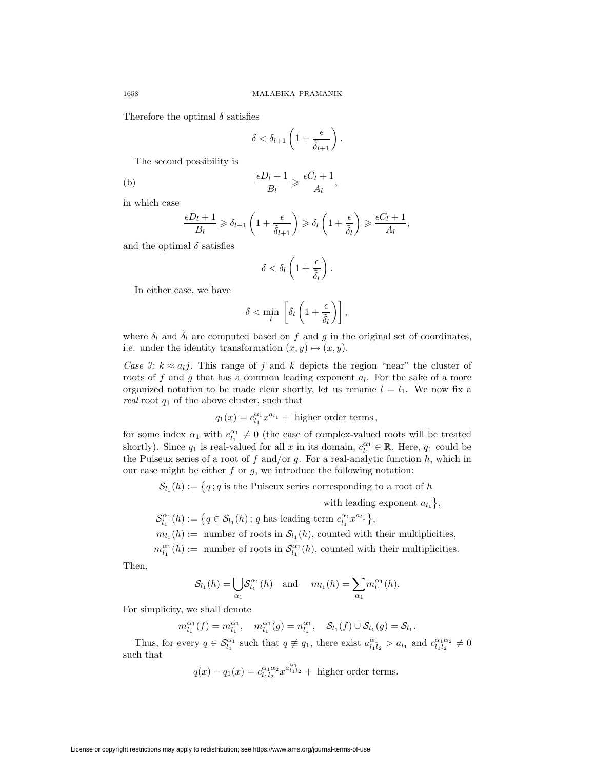Therefore the optimal $\delta$ satisfies

$$\delta < \delta_{l+1}\left(1 + \frac{\epsilon}{\tilde{\delta}_{l+1}}\right).$$

The second possibility is

$$\text{(b)} \qquad \frac{\epsilon D_l + 1}{B_l} \geqslant \frac{\epsilon C_l + 1}{A_l},$$

in which case

$$\frac{\epsilon D_l + 1}{B_l} \geqslant \delta_{l+1}\left(1 + \frac{\epsilon}{\tilde{\delta}_{l+1}}\right) \geqslant \delta_l\left(1 + \frac{\epsilon}{\tilde{\delta}_l}\right) \geqslant \frac{\epsilon C_l + 1}{A_l},$$

and the optimal $\delta$ satisfies

$$\delta < \delta_l\left(1 + \frac{\epsilon}{\tilde{\delta}_l}\right).$$

In either case, we have

$$\delta < \min_l \left[\delta_l\left(1 + \frac{\epsilon}{\tilde{\delta}_l}\right)\right],$$

where $\delta_l$ and $\tilde{\delta}_l$ are computed based on $f$ and $g$ in the original set of coordinates, i.e. under the identity transformation $(x, y) \mapsto (x, y)$.

*Case 3:* $k \approx a_l j$. This range of $j$ and $k$ depicts the region "near" the cluster of roots of $f$ and $g$ that has a common leading exponent $a_l$. For the sake of a more organized notation to be made clear shortly, let us rename $l = l_1$. We now fix a *real* root $q_1$ of the above cluster, such that

$$q_1(x) = c_{l_1}^{\alpha_1} x^{a_{l_1}} + \text{ higher order terms},$$

for some index $\alpha_1$ with $c_{l_1}^{\alpha_1} \neq 0$ (the case of complex-valued roots will be treated shortly). Since $q_1$ is real-valued for all $x$ in its domain, $c_{l_1}^{\alpha_1} \in \mathbb{R}$. Here, $q_1$ could be the Puiseux series of a root of $f$ and/or $g$. For a real-analytic function $h$, which in our case might be either $f$ or $g$, we introduce the following notation:

$$\begin{aligned}
\mathcal{S}_{l_1}(h) &:= \big\{q\,; q \text{ is the Puiseux series corresponding to a root of } h \\
&\qquad\qquad \text{with leading exponent } a_{l_1}\big\},\\
\mathcal{S}_{l_1}^{\alpha_1}(h) &:= \big\{q \in \mathcal{S}_{l_1}(h)\,;\, q \text{ has leading term } c_{l_1}^{\alpha_1} x^{a_{l_1}}\big\},\\
m_{l_1}(h) &:= \text{ number of roots in } \mathcal{S}_{l_1}(h), \text{ counted with their multiplicities},\\
m_{l_1}^{\alpha_1}(h) &:= \text{ number of roots in } \mathcal{S}_{l_1}^{\alpha_1}(h), \text{ counted with their multiplicities}.
\end{aligned}$$

Then,

$$\mathcal{S}_{l_1}(h) = \bigcup_{\alpha_1} \mathcal{S}_{l_1}^{\alpha_1}(h) \quad \text{and} \quad m_{l_1}(h) = \sum_{\alpha_1} m_{l_1}^{\alpha_1}(h).$$

For simplicity, we shall denote

$$m_{l_1}^{\alpha_1}(f) = m_{l_1}^{\alpha_1}, \quad m_{l_1}^{\alpha_1}(g) = n_{l_1}^{\alpha_1}, \quad \mathcal{S}_{l_1}(f) \cup \mathcal{S}_{l_1}(g) = \mathcal{S}_{l_1}.$$

Thus, for every $q \in \mathcal{S}_{l_1}^{\alpha_1}$ such that $q \not\equiv q_1$, there exist $a_{l_1 l_2}^{\alpha_1} > a_{l_1}$ and $c_{l_1 l_2}^{\alpha_1 \alpha_2} \neq 0$ such that

$$q(x) - q_1(x) = c_{l_1 l_2}^{\alpha_1 \alpha_2} x^{a_{l_1 l_2}^{\alpha_1}} + \text{ higher order terms}.$$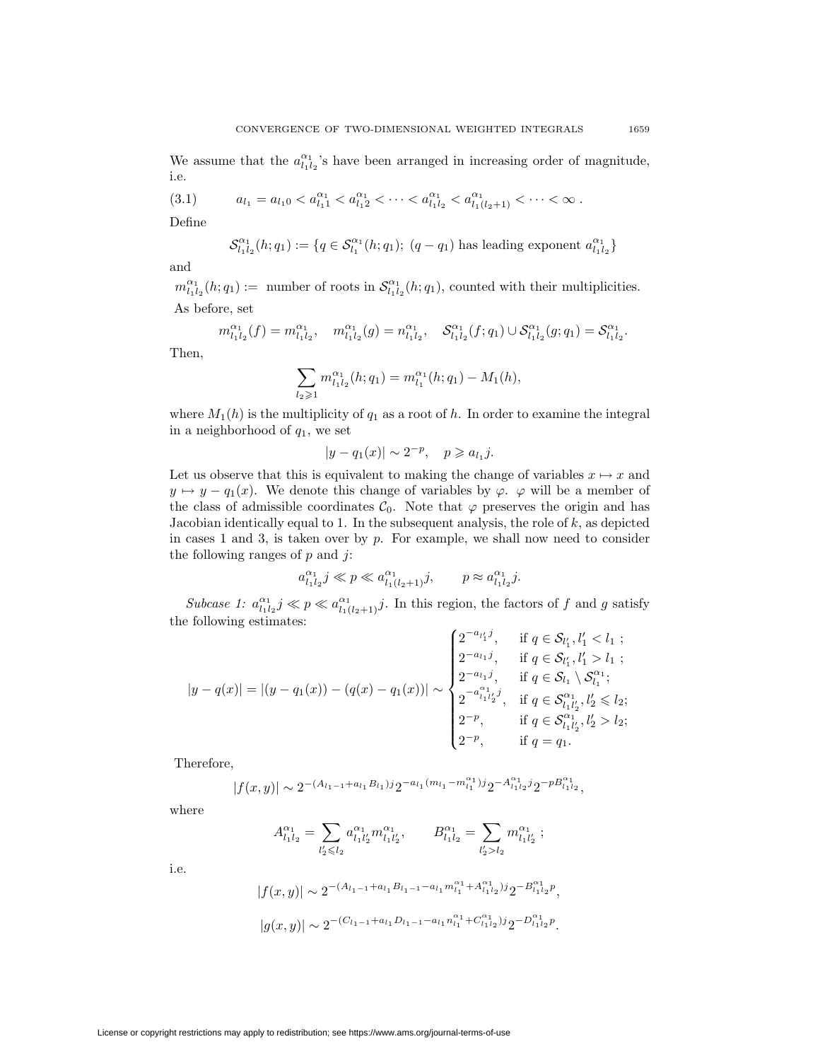We assume that the $a_{l_1 l_2}^{\alpha_1}$'s have been arranged in increasing order of magnitude, i.e.

$$a_{l_1} = a_{l_1 0} < a_{l_1 1}^{\alpha_1} < a_{l_1 2}^{\alpha_1} < \cdots < a_{l_1 l_2}^{\alpha_1} < a_{l_1 (l_2+1)}^{\alpha_1} < \cdots < \infty \,. \tag{3.1}$$

Define

$$\mathcal{S}_{l_1 l_2}^{\alpha_1}(h; q_1) := \{q \in \mathcal{S}_{l_1}^{\alpha_1}(h; q_1);\ (q - q_1) \text{ has leading exponent } a_{l_1 l_2}^{\alpha_1}\}$$

and

$m_{l_1 l_2}^{\alpha_1}(h; q_1) :=$ number of roots in $\mathcal{S}_{l_1 l_2}^{\alpha_1}(h; q_1)$, counted with their multiplicities.

As before, set

$$m_{l_1 l_2}^{\alpha_1}(f) = m_{l_1 l_2}^{\alpha_1}, \quad m_{l_1 l_2}^{\alpha_1}(g) = n_{l_1 l_2}^{\alpha_1}, \quad \mathcal{S}_{l_1 l_2}^{\alpha_1}(f; q_1) \cup \mathcal{S}_{l_1 l_2}^{\alpha_1}(g; q_1) = \mathcal{S}_{l_1 l_2}^{\alpha_1}.$$

Then,

$$\sum_{l_2 \geqslant 1} m_{l_1 l_2}^{\alpha_1}(h; q_1) = m_{l_1}^{\alpha_1}(h; q_1) - M_1(h),$$

where $M_1(h)$ is the multiplicity of $q_1$ as a root of $h$. In order to examine the integral in a neighborhood of $q_1$, we set

$$|y - q_1(x)| \sim 2^{-p}, \quad p \geqslant a_{l_1} j.$$

Let us observe that this is equivalent to making the change of variables $x \mapsto x$ and $y \mapsto y - q_1(x)$. We denote this change of variables by $\varphi$. $\varphi$ will be a member of the class of admissible coordinates $\mathcal{C}_0$. Note that $\varphi$ preserves the origin and has Jacobian identically equal to 1. In the subsequent analysis, the role of $k$, as depicted in cases 1 and 3, is taken over by $p$. For example, we shall now need to consider the following ranges of $p$ and $j$:

$$a_{l_1 l_2}^{\alpha_1} j \ll p \ll a_{l_1 (l_2+1)}^{\alpha_1} j, \qquad p \approx a_{l_1 l_2}^{\alpha_1} j.$$

*Subcase 1:* $a_{l_1 l_2}^{\alpha_1} j \ll p \ll a_{l_1 (l_2+1)}^{\alpha_1} j$. In this region, the factors of $f$ and $g$ satisfy the following estimates:

$$|y - q(x)| = |(y - q_1(x)) - (q(x) - q_1(x))| \sim \begin{cases} 2^{-a_{l_1'} j}, & \text{if } q \in \mathcal{S}_{l_1'}, l_1' < l_1 \ ; \\ 2^{-a_{l_1} j}, & \text{if } q \in \mathcal{S}_{l_1'}, l_1' > l_1 \ ; \\ 2^{-a_{l_1} j}, & \text{if } q \in \mathcal{S}_{l_1} \setminus \mathcal{S}_{l_1}^{\alpha_1}; \\ 2^{-a_{l_1 l_2'}^{\alpha_1} j}, & \text{if } q \in \mathcal{S}_{l_1 l_2'}^{\alpha_1}, l_2' \leqslant l_2; \\ 2^{-p}, & \text{if } q \in \mathcal{S}_{l_1 l_2'}^{\alpha_1}, l_2' > l_2; \\ 2^{-p}, & \text{if } q = q_1. \end{cases}$$

Therefore,

$$|f(x, y)| \sim 2^{-(A_{l_1 - 1} + a_{l_1} B_{l_1}) j} 2^{-a_{l_1}(m_{l_1} - m_{l_1}^{\alpha_1}) j} 2^{-A_{l_1 l_2}^{\alpha_1} j} 2^{-p B_{l_1 l_2}^{\alpha_1}},$$

where

$$A_{l_1 l_2}^{\alpha_1} = \sum_{l_2' \leqslant l_2} a_{l_1 l_2'}^{\alpha_1} m_{l_1 l_2'}^{\alpha_1}, \qquad B_{l_1 l_2}^{\alpha_1} = \sum_{l_2' > l_2} m_{l_1 l_2'}^{\alpha_1} \ ;$$

i.e.

$$|f(x, y)| \sim 2^{-(A_{l_1 - 1} + a_{l_1} B_{l_1 - 1} - a_{l_1} m_{l_1}^{\alpha_1} + A_{l_1 l_2}^{\alpha_1}) j} 2^{-B_{l_1 l_2}^{\alpha_1} p},$$

$$|g(x, y)| \sim 2^{-(C_{l_1 - 1} + a_{l_1} D_{l_1 - 1} - a_{l_1} n_{l_1}^{\alpha_1} + C_{l_1 l_2}^{\alpha_1}) j} 2^{-D_{l_1 l_2}^{\alpha_1} p}.$$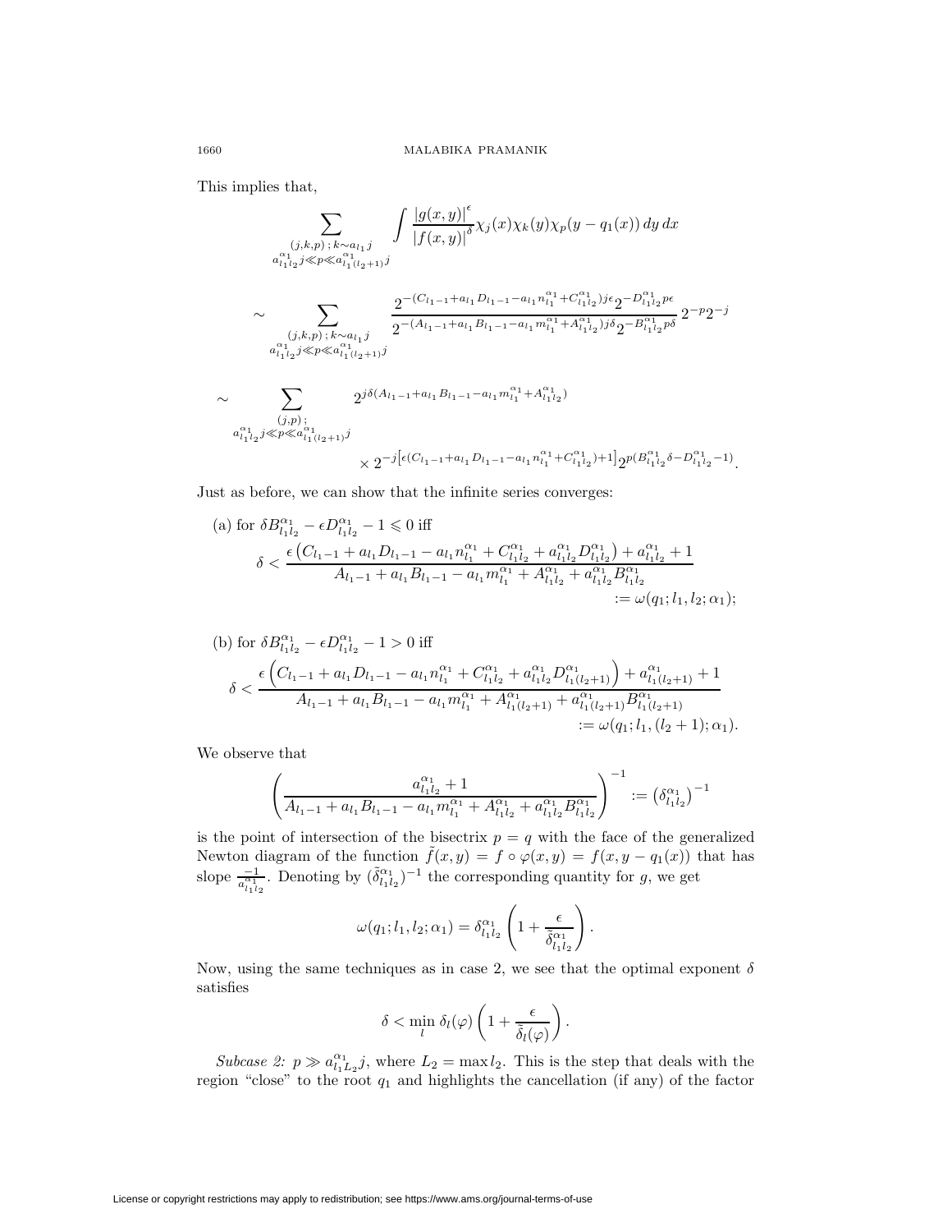This implies that,

$$
\begin{aligned}
&\sum_{\substack{(j,k,p)\,;\,k\sim a_{l_1} j \\ a^{\alpha_1}_{l_1 l_2} j \ll p \ll a^{\alpha_1}_{l_1 (l_2+1)} j}} \int \frac{|g(x,y)|^{\epsilon}}{|f(x,y)|^{\delta}} \chi_j(x)\chi_k(y)\chi_p(y-q_1(x))\, dy\, dx \\
&\sim \sum_{\substack{(j,k,p)\,;\,k\sim a_{l_1} j \\ a^{\alpha_1}_{l_1 l_2} j \ll p \ll a^{\alpha_1}_{l_1 (l_2+1)} j}} \frac{2^{-(C_{l_1-1}+a_{l_1} D_{l_1-1} - a_{l_1} n^{\alpha_1}_{l_1} + C^{\alpha_1}_{l_1 l_2}) j\epsilon} 2^{-D^{\alpha_1}_{l_1 l_2} p\epsilon}}{2^{-(A_{l_1-1}+a_{l_1} B_{l_1-1} - a_{l_1} m^{\alpha_1}_{l_1} + A^{\alpha_1}_{l_1 l_2}) j\delta} 2^{-B^{\alpha_1}_{l_1 l_2} p\delta}}\, 2^{-p} 2^{-j} \\
&\sim \sum_{\substack{(j,p)\,; \\ a^{\alpha_1}_{l_1 l_2} j \ll p \ll a^{\alpha_1}_{l_1 (l_2+1)} j}} 2^{j\delta (A_{l_1-1}+a_{l_1} B_{l_1-1} - a_{l_1} m^{\alpha_1}_{l_1} + A^{\alpha_1}_{l_1 l_2})} \\
&\qquad\qquad \times 2^{-j\left[\epsilon (C_{l_1-1}+a_{l_1} D_{l_1-1} - a_{l_1} n^{\alpha_1}_{l_1} + C^{\alpha_1}_{l_1 l_2}) + 1\right]} 2^{p(B^{\alpha_1}_{l_1 l_2}\delta - D^{\alpha_1}_{l_1 l_2} - 1)}.
\end{aligned}
$$

Just as before, we can show that the infinite series converges:

(a) for $\delta B^{\alpha_1}_{l_1 l_2} - \epsilon D^{\alpha_1}_{l_1 l_2} - 1 \leqslant 0$ iff

$$
\delta < \frac{\epsilon\left(C_{l_1-1}+a_{l_1} D_{l_1-1} - a_{l_1} n^{\alpha_1}_{l_1} + C^{\alpha_1}_{l_1 l_2} + a^{\alpha_1}_{l_1 l_2} D^{\alpha_1}_{l_1 l_2}\right) + a^{\alpha_1}_{l_1 l_2} + 1}{A_{l_1-1}+a_{l_1} B_{l_1-1} - a_{l_1} m^{\alpha_1}_{l_1} + A^{\alpha_1}_{l_1 l_2} + a^{\alpha_1}_{l_1 l_2} B^{\alpha_1}_{l_1 l_2}} := \omega(q_1; l_1, l_2; \alpha_1);
$$

(b) for $\delta B^{\alpha_1}_{l_1 l_2} - \epsilon D^{\alpha_1}_{l_1 l_2} - 1 > 0$ iff

$$
\delta < \frac{\epsilon\left(C_{l_1-1}+a_{l_1} D_{l_1-1} - a_{l_1} n^{\alpha_1}_{l_1} + C^{\alpha_1}_{l_1 l_2} + a^{\alpha_1}_{l_1 l_2} D^{\alpha_1}_{l_1 (l_2+1)}\right) + a^{\alpha_1}_{l_1 (l_2+1)} + 1}{A_{l_1-1}+a_{l_1} B_{l_1-1} - a_{l_1} m^{\alpha_1}_{l_1} + A^{\alpha_1}_{l_1 (l_2+1)} + a^{\alpha_1}_{l_1 (l_2+1)} B^{\alpha_1}_{l_1 (l_2+1)}} := \omega(q_1; l_1, (l_2+1); \alpha_1).
$$

We observe that

$$
\left(\frac{a^{\alpha_1}_{l_1 l_2} + 1}{A_{l_1-1}+a_{l_1} B_{l_1-1} - a_{l_1} m^{\alpha_1}_{l_1} + A^{\alpha_1}_{l_1 l_2} + a^{\alpha_1}_{l_1 l_2} B^{\alpha_1}_{l_1 l_2}}\right)^{-1} := \left(\delta^{\alpha_1}_{l_1 l_2}\right)^{-1}
$$

is the point of intersection of the bisectrix $p = q$ with the face of the generalized Newton diagram of the function $\tilde{f}(x,y) = f \circ \varphi(x,y) = f(x, y - q_1(x))$ that has slope $\frac{-1}{a^{\alpha_1}_{l_1 l_2}}$. Denoting by $(\tilde{\delta}^{\alpha_1}_{l_1 l_2})^{-1}$ the corresponding quantity for $g$, we get

$$
\omega(q_1; l_1, l_2; \alpha_1) = \delta^{\alpha_1}_{l_1 l_2}\left(1 + \frac{\epsilon}{\tilde{\delta}^{\alpha_1}_{l_1 l_2}}\right).
$$

Now, using the same techniques as in case 2, we see that the optimal exponent $\delta$ satisfies

$$
\delta < \min_l \delta_l(\varphi)\left(1 + \frac{\epsilon}{\tilde{\delta}_l(\varphi)}\right).
$$

*Subcase 2:* $p \gg a^{\alpha_1}_{l_1 L_2} j$, where $L_2 = \max l_2$. This is the step that deals with the region "close" to the root $q_1$ and highlights the cancellation (if any) of the factor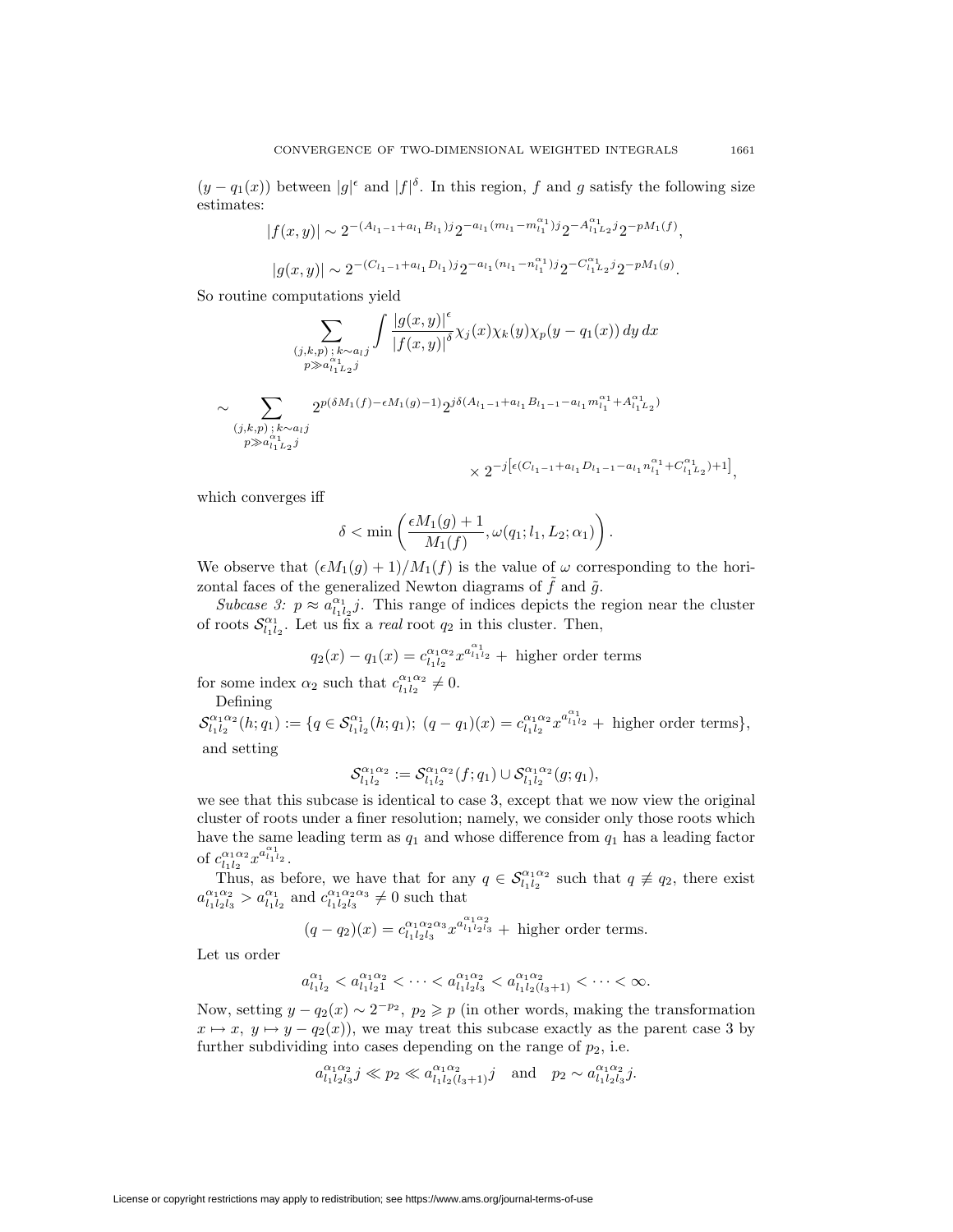$(y - q_1(x))$ between $|g|^\epsilon$ and $|f|^\delta$. In this region, $f$ and $g$ satisfy the following size estimates:

$$|f(x,y)| \sim 2^{-(A_{l_1-1}+a_{l_1}B_{l_1})j} 2^{-a_{l_1}(m_{l_1}-m_{l_1}^{\alpha_1})j} 2^{-A_{l_1L_2}^{\alpha_1}j} 2^{-pM_1(f)},$$

$$|g(x,y)| \sim 2^{-(C_{l_1-1}+a_{l_1}D_{l_1})j} 2^{-a_{l_1}(n_{l_1}-n_{l_1}^{\alpha_1})j} 2^{-C_{l_1L_2}^{\alpha_1}j} 2^{-pM_1(g)}.$$

So routine computations yield

$$\sum_{\substack{(j,k,p)\,;\,k\sim a_l j\\ p\gg a_{l_1L_2}^{\alpha_1}j}} \int \frac{|g(x,y)|^\epsilon}{|f(x,y)|^\delta} \chi_j(x)\chi_k(y)\chi_p(y-q_1(x))\,dy\,dx$$

$$\sim \sum_{\substack{(j,k,p)\,;\,k\sim a_l j\\ p\gg a_{l_1L_2}^{\alpha_1}j}} 2^{p(\delta M_1(f)-\epsilon M_1(g)-1)} 2^{j\delta(A_{l_1-1}+a_{l_1}B_{l_1-1}-a_{l_1}m_{l_1}^{\alpha_1}+A_{l_1L_2}^{\alpha_1})} \times 2^{-j\left[\epsilon(C_{l_1-1}+a_{l_1}D_{l_1-1}-a_{l_1}n_{l_1}^{\alpha_1}+C_{l_1L_2}^{\alpha_1})+1\right]},$$

which converges iff

$$\delta < \min\left(\frac{\epsilon M_1(g)+1}{M_1(f)}, \omega(q_1; l_1, L_2; \alpha_1)\right).$$

We observe that $(\epsilon M_1(g)+1)/M_1(f)$ is the value of $\omega$ corresponding to the horizontal faces of the generalized Newton diagrams of $\tilde{f}$ and $\tilde{g}$.

*Subcase 3:* $p \approx a_{l_1l_2}^{\alpha_1}j$. This range of indices depicts the region near the cluster of roots $\mathcal{S}_{l_1l_2}^{\alpha_1}$. Let us fix a *real* root $q_2$ in this cluster. Then,

$$q_2(x) - q_1(x) = c_{l_1l_2}^{\alpha_1\alpha_2} x^{a_{l_1l_2}^{\alpha_1}} + \text{ higher order terms}$$

for some index $\alpha_2$ such that $c_{l_1l_2}^{\alpha_1\alpha_2} \neq 0$.

Defining

$$\mathcal{S}_{l_1l_2}^{\alpha_1\alpha_2}(h;q_1) := \{q \in \mathcal{S}_{l_1l_2}^{\alpha_1}(h;q_1);\ (q-q_1)(x) = c_{l_1l_2}^{\alpha_1\alpha_2} x^{a_{l_1l_2}^{\alpha_1}} + \text{ higher order terms}\},$$

and setting

$$\mathcal{S}_{l_1l_2}^{\alpha_1\alpha_2} := \mathcal{S}_{l_1l_2}^{\alpha_1\alpha_2}(f;q_1) \cup \mathcal{S}_{l_1l_2}^{\alpha_1\alpha_2}(g;q_1),$$

we see that this subcase is identical to case 3, except that we now view the original cluster of roots under a finer resolution; namely, we consider only those roots which have the same leading term as $q_1$ and whose difference from $q_1$ has a leading factor of $c_{l_1l_2}^{\alpha_1\alpha_2} x^{a_{l_1l_2}^{\alpha_1}}$.

Thus, as before, we have that for any $q \in \mathcal{S}_{l_1l_2}^{\alpha_1\alpha_2}$ such that $q \not\equiv q_2$, there exist $a_{l_1l_2l_3}^{\alpha_1\alpha_2} > a_{l_1l_2}^{\alpha_1}$ and $c_{l_1l_2l_3}^{\alpha_1\alpha_2\alpha_3} \neq 0$ such that

$$(q - q_2)(x) = c_{l_1l_2l_3}^{\alpha_1\alpha_2\alpha_3} x^{a_{l_1l_2l_3}^{\alpha_1\alpha_2}} + \text{ higher order terms}.$$

Let us order

$$a_{l_1l_2}^{\alpha_1} < a_{l_1l_21}^{\alpha_1\alpha_2} < \cdots < a_{l_1l_2l_3}^{\alpha_1\alpha_2} < a_{l_1l_2(l_3+1)}^{\alpha_1\alpha_2} < \cdots < \infty.$$

Now, setting $y - q_2(x) \sim 2^{-p_2}$, $p_2 \geqslant p$ (in other words, making the transformation $x \mapsto x$, $y \mapsto y - q_2(x)$), we may treat this subcase exactly as the parent case 3 by further subdividing into cases depending on the range of $p_2$, i.e.

$$a_{l_1l_2l_3}^{\alpha_1\alpha_2}j \ll p_2 \ll a_{l_1l_2(l_3+1)}^{\alpha_1\alpha_2}j \quad \text{and} \quad p_2 \sim a_{l_1l_2l_3}^{\alpha_1\alpha_2}j.$$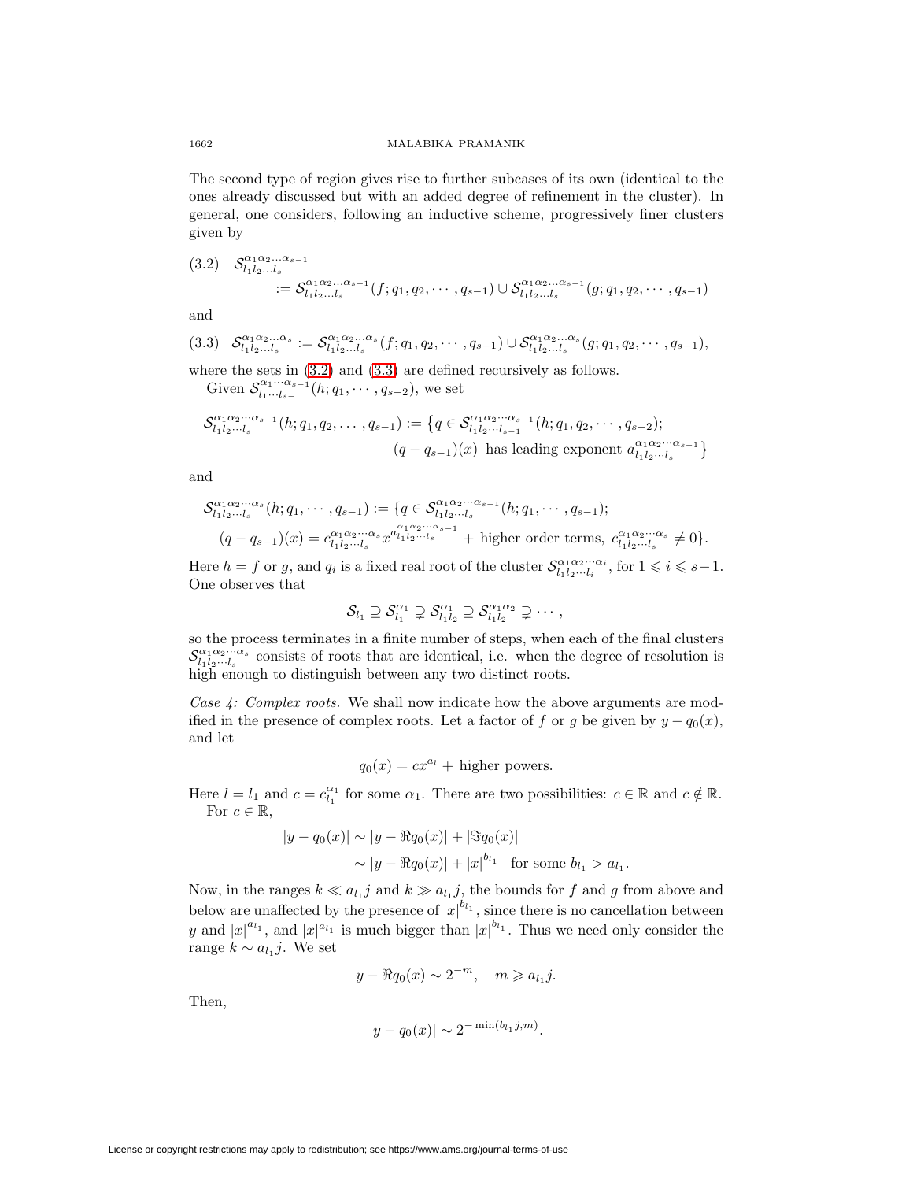The second type of region gives rise to further subcases of its own (identical to the ones already discussed but with an added degree of refinement in the cluster). In general, one considers, following an inductive scheme, progressively finer clusters given by

$$\mathcal{S}^{\alpha_1\alpha_2\dots\alpha_{s-1}}_{l_1 l_2\dots l_s} := \mathcal{S}^{\alpha_1\alpha_2\dots\alpha_{s-1}}_{l_1 l_2\dots l_s}(f; q_1, q_2, \cdots, q_{s-1}) \cup \mathcal{S}^{\alpha_1\alpha_2\dots\alpha_{s-1}}_{l_1 l_2\dots l_s}(g; q_1, q_2, \cdots, q_{s-1}) \tag{3.2}$$

and

$$\mathcal{S}^{\alpha_1\alpha_2\dots\alpha_s}_{l_1 l_2\dots l_s} := \mathcal{S}^{\alpha_1\alpha_2\dots\alpha_s}_{l_1 l_2\dots l_s}(f; q_1, q_2, \cdots, q_{s-1}) \cup \mathcal{S}^{\alpha_1\alpha_2\dots\alpha_s}_{l_1 l_2\dots l_s}(g; q_1, q_2, \cdots, q_{s-1}), \tag{3.3}$$

where the sets in (3.2) and (3.3) are defined recursively as follows.

Given $\mathcal{S}^{\alpha_1\cdots\alpha_{s-1}}_{l_1\cdots l_{s-1}}(h; q_1, \cdots, q_{s-2})$, we set

$$\mathcal{S}^{\alpha_1\alpha_2\cdots\alpha_{s-1}}_{l_1 l_2\cdots l_s}(h; q_1, q_2, \dots, q_{s-1}) := \big\{q \in \mathcal{S}^{\alpha_1\alpha_2\cdots\alpha_{s-1}}_{l_1 l_2\cdots l_{s-1}}(h; q_1, q_2, \cdots, q_{s-2}); \\ (q - q_{s-1})(x) \text{ has leading exponent } a^{\alpha_1\alpha_2\cdots\alpha_{s-1}}_{l_1 l_2\cdots l_s}\big\}$$

and

$$\mathcal{S}^{\alpha_1\alpha_2\cdots\alpha_s}_{l_1 l_2\cdots l_s}(h; q_1, \cdots, q_{s-1}) := \{q \in \mathcal{S}^{\alpha_1\alpha_2\cdots\alpha_{s-1}}_{l_1 l_2\cdots l_s}(h; q_1, \cdots, q_{s-1}); \\ (q - q_{s-1})(x) = c^{\alpha_1\alpha_2\cdots\alpha_s}_{l_1 l_2\cdots l_s} x^{a^{\alpha_1\alpha_2\cdots\alpha_{s-1}}_{l_1 l_2\cdots l_s}} + \text{higher order terms, } c^{\alpha_1\alpha_2\cdots\alpha_s}_{l_1 l_2\cdots l_s} \neq 0\}.$$

Here $h = f$ or $g$, and $q_i$ is a fixed real root of the cluster $\mathcal{S}^{\alpha_1\alpha_2\cdots\alpha_i}_{l_1 l_2\cdots l_i}$, for $1 \leqslant i \leqslant s-1$. One observes that

$$\mathcal{S}_{l_1} \supseteq \mathcal{S}^{\alpha_1}_{l_1} \supsetneq \mathcal{S}^{\alpha_1}_{l_1 l_2} \supseteq \mathcal{S}^{\alpha_1\alpha_2}_{l_1 l_2} \supsetneq \cdots,$$

so the process terminates in a finite number of steps, when each of the final clusters $\mathcal{S}^{\alpha_1\alpha_2\cdots\alpha_s}_{l_1 l_2\cdots l_s}$ consists of roots that are identical, i.e. when the degree of resolution is high enough to distinguish between any two distinct roots.

*Case 4: Complex roots.* We shall now indicate how the above arguments are modified in the presence of complex roots. Let a factor of $f$ or $g$ be given by $y - q_0(x)$, and let

$$q_0(x) = cx^{a_l} + \text{higher powers}.$$

Here $l = l_1$ and $c = c^{\alpha_1}_{l_1}$ for some $\alpha_1$. There are two possibilities: $c \in \mathbb{R}$ and $c \notin \mathbb{R}$.

For $c \in \mathbb{R}$,

$$\begin{aligned} |y - q_0(x)| &\sim |y - \Re q_0(x)| + |\Im q_0(x)| \\ &\sim |y - \Re q_0(x)| + |x|^{b_{l_1}} \quad \text{for some } b_{l_1} > a_{l_1}. \end{aligned}$$

Now, in the ranges $k \ll a_{l_1} j$ and $k \gg a_{l_1} j$, the bounds for $f$ and $g$ from above and below are unaffected by the presence of $|x|^{b_{l_1}}$, since there is no cancellation between $y$ and $|x|^{a_{l_1}}$, and $|x|^{a_{l_1}}$ is much bigger than $|x|^{b_{l_1}}$. Thus we need only consider the range $k \sim a_{l_1} j$. We set

$$y - \Re q_0(x) \sim 2^{-m}, \quad m \geqslant a_{l_1} j.$$

Then,

$$|y - q_0(x)| \sim 2^{-\min(b_{l_1} j, m)}.$$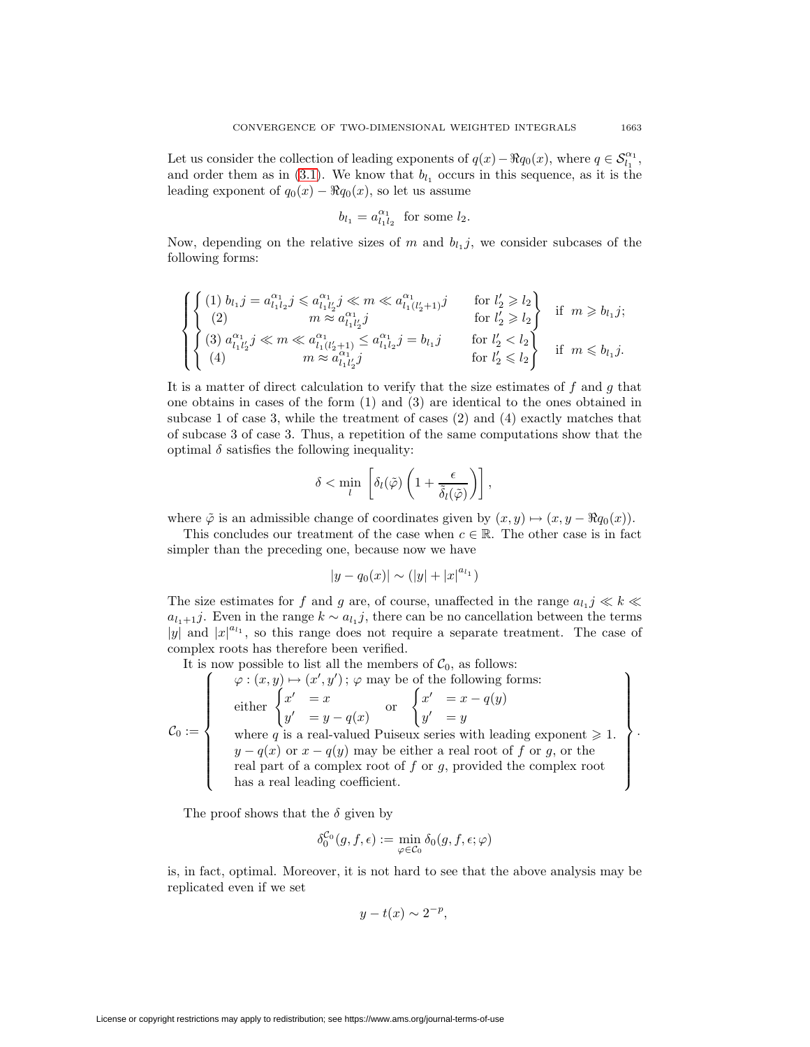Let us consider the collection of leading exponents of $q(x) - \Re q_0(x)$, where $q \in \mathcal{S}^{\alpha_1}_{l_1}$, and order them as in (3.1). We know that $b_{l_1}$ occurs in this sequence, as it is the leading exponent of $q_0(x) - \Re q_0(x)$, so let us assume

$$b_{l_1} = a^{\alpha_1}_{l_1 l_2} \ \text{ for some } l_2.$$

Now, depending on the relative sizes of $m$ and $b_{l_1}j$, we consider subcases of the following forms:

$$\left\{ \begin{array}{ll} \left\{ \begin{array}{lll} (1)\; b_{l_1}j = a^{\alpha_1}_{l_1 l_2}j \leqslant a^{\alpha_1}_{l_1 l_2'}j \ll m \ll a^{\alpha_1}_{l_1 (l_2'+1)}j & \text{for } l_2' \geqslant l_2 \\ (2) \qquad\qquad\quad m \approx a^{\alpha_1}_{l_1 l_2'}j & \text{for } l_2' \geqslant l_2 \end{array} \right\} & \text{if } \ m \geqslant b_{l_1}j; \\ \left\{ \begin{array}{lll} (3)\; a^{\alpha_1}_{l_1 l_2'}j \ll m \ll a^{\alpha_1}_{l_1 (l_2'+1)} \leq a^{\alpha_1}_{l_1 l_2}j = b_{l_1}j & \text{for } l_2' < l_2 \\ (4) \qquad\qquad\quad m \approx a^{\alpha_1}_{l_1 l_2'}j & \text{for } l_2' \leqslant l_2 \end{array} \right\} & \text{if } \ m \leqslant b_{l_1}j. \end{array} \right.$$

It is a matter of direct calculation to verify that the size estimates of $f$ and $g$ that one obtains in cases of the form (1) and (3) are identical to the ones obtained in subcase 1 of case 3, while the treatment of cases (2) and (4) exactly matches that of subcase 3 of case 3. Thus, a repetition of the same computations show that the optimal $\delta$ satisfies the following inequality:

$$\delta < \min_{l} \left[ \delta_l(\tilde{\varphi}) \left( 1 + \frac{\epsilon}{\tilde{\delta}_l(\tilde{\varphi})} \right) \right],$$

where $\tilde{\varphi}$ is an admissible change of coordinates given by $(x, y) \mapsto (x, y - \Re q_0(x))$.

This concludes our treatment of the case when $c \in \mathbb{R}$. The other case is in fact simpler than the preceding one, because now we have

$$|y - q_0(x)| \sim (|y| + |x|^{a_{l_1}})$$

The size estimates for $f$ and $g$ are, of course, unaffected in the range $a_{l_1}j \ll k \ll a_{l_1+1}j$. Even in the range $k \sim a_{l_1}j$, there can be no cancellation between the terms $|y|$ and $|x|^{a_{l_1}}$, so this range does not require a separate treatment. The case of complex roots has therefore been verified.

It is now possible to list all the members of $\mathcal{C}_0$, as follows:

$$\mathcal{C}_0 := \left\{ \begin{array}{l} \varphi : (x, y) \mapsto (x', y')\,;\ \varphi \text{ may be of the following forms:} \\ \text{either } \begin{cases} x' &= x \\ y' &= y - q(x) \end{cases} \quad \text{or} \quad \begin{cases} x' &= x - q(y) \\ y' &= y \end{cases} \\ \text{where } q \text{ is a real-valued Puiseux series with leading exponent} \geqslant 1. \\ y - q(x) \text{ or } x - q(y) \text{ may be either a real root of } f \text{ or } g, \text{ or the} \\ \text{real part of a complex root of } f \text{ or } g, \text{ provided the complex root} \\ \text{has a real leading coefficient.} \end{array} \right\}.$$

The proof shows that the $\delta$ given by

$$\delta_0^{\mathcal{C}_0}(g, f, \epsilon) := \min_{\varphi \in \mathcal{C}_0} \delta_0(g, f, \epsilon; \varphi)$$

is, in fact, optimal. Moreover, it is not hard to see that the above analysis may be replicated even if we set

$$y - t(x) \sim 2^{-p},$$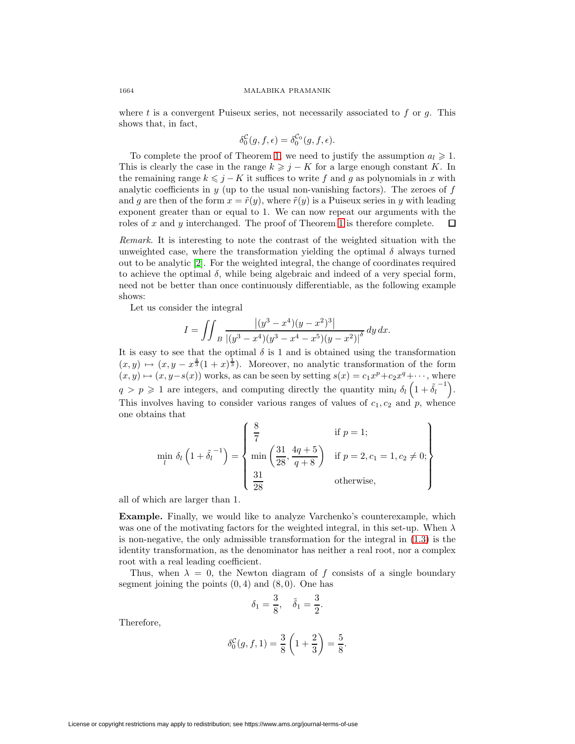where $t$ is a convergent Puiseux series, not necessarily associated to $f$ or $g$. This shows that, in fact,

$$\delta_0^{\mathcal{C}}(g, f, \epsilon) = \delta_0^{\mathcal{C}_0}(g, f, \epsilon).$$

To complete the proof of Theorem 1, we need to justify the assumption $a_l \geqslant 1$. This is clearly the case in the range $k \geqslant j - K$ for a large enough constant $K$. In the remaining range $k \leqslant j - K$ it suffices to write $f$ and $g$ as polynomials in $x$ with analytic coefficients in $y$ (up to the usual non-vanishing factors). The zeroes of $f$ and $g$ are then of the form $x = \tilde{r}(y)$, where $\tilde{r}(y)$ is a Puiseux series in $y$ with leading exponent greater than or equal to 1. We can now repeat our arguments with the roles of $x$ and $y$ interchanged. The proof of Theorem 1 is therefore complete. $\square$

*Remark.* It is interesting to note the contrast of the weighted situation with the unweighted case, where the transformation yielding the optimal $\delta$ always turned out to be analytic [2]. For the weighted integral, the change of coordinates required to achieve the optimal $\delta$, while being algebraic and indeed of a very special form, need not be better than once continuously differentiable, as the following example shows:

Let us consider the integral

$$I = \iint_B \frac{\left|(y^3 - x^4)(y - x^2)^3\right|}{\left|(y^3 - x^4)(y^3 - x^4 - x^5)(y - x^2)\right|^{\delta}}\, dy\, dx.$$

It is easy to see that the optimal $\delta$ is 1 and is obtained using the transformation $(x, y) \mapsto (x, y - x^{\frac{4}{3}}(1 + x)^{\frac{1}{3}})$. Moreover, no analytic transformation of the form $(x, y) \mapsto (x, y - s(x))$ works, as can be seen by setting $s(x) = c_1 x^p + c_2 x^q + \cdots$, where $q > p \geqslant 1$ are integers, and computing directly the quantity $\min_l \delta_l \left(1 + \tilde{\delta}_l^{-1}\right)$. This involves having to consider various ranges of values of $c_1, c_2$ and $p$, whence one obtains that

$$\min_l \delta_l \left(1 + \tilde{\delta}_l^{-1}\right) = \left\{ \begin{array}{ll} \dfrac{8}{7} & \text{if } p = 1; \\ \min\left(\dfrac{31}{28}, \dfrac{4q+5}{q+8}\right) & \text{if } p = 2, c_1 = 1, c_2 \neq 0; \\ \dfrac{31}{28} & \text{otherwise,} \end{array} \right\}$$

all of which are larger than 1.

**Example.** Finally, we would like to analyze Varchenko's counterexample, which was one of the motivating factors for the weighted integral, in this set-up. When $\lambda$ is non-negative, the only admissible transformation for the integral in (1.3) is the identity transformation, as the denominator has neither a real root, nor a complex root with a real leading coefficient.

Thus, when $\lambda = 0$, the Newton diagram of $f$ consists of a single boundary segment joining the points $(0, 4)$ and $(8, 0)$. One has

$$\delta_1 = \frac{3}{8}, \quad \tilde{\delta}_1 = \frac{3}{2}.$$

Therefore,

$$\delta_0^{\mathcal{C}}(g, f, 1) = \frac{3}{8}\left(1 + \frac{2}{3}\right) = \frac{5}{8}.$$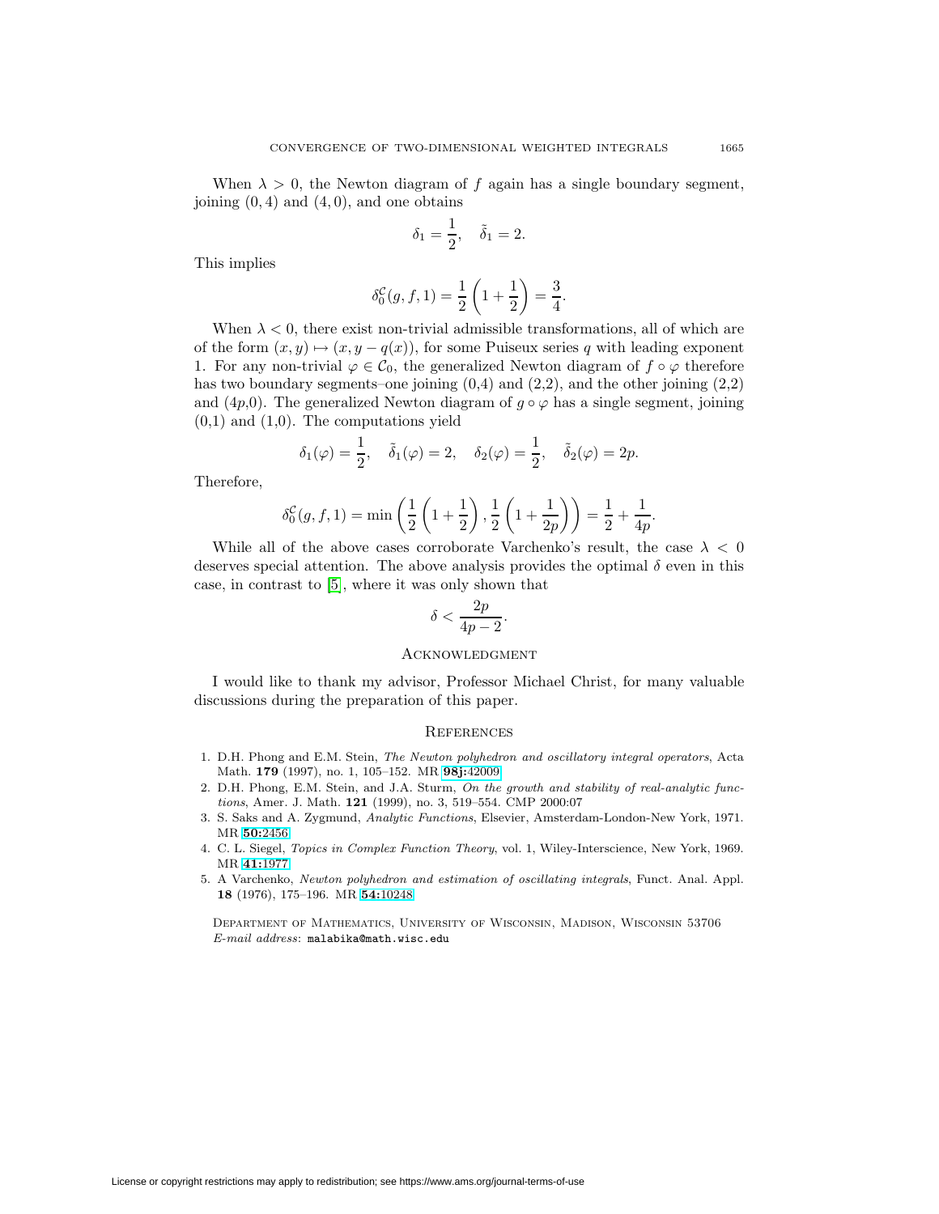When $\lambda > 0$, the Newton diagram of $f$ again has a single boundary segment, joining $(0, 4)$ and $(4, 0)$, and one obtains

$$\delta_1 = \frac{1}{2}, \quad \tilde{\delta}_1 = 2.$$

This implies

$$\delta_0^{\mathcal{C}}(g, f, 1) = \frac{1}{2}\left(1 + \frac{1}{2}\right) = \frac{3}{4}.$$

When $\lambda < 0$, there exist non-trivial admissible transformations, all of which are of the form $(x, y) \mapsto (x, y - q(x))$, for some Puiseux series $q$ with leading exponent 1. For any non-trivial $\varphi \in \mathcal{C}_0$, the generalized Newton diagram of $f \circ \varphi$ therefore has two boundary segments–one joining (0,4) and (2,2), and the other joining (2,2) and ($4p$,0). The generalized Newton diagram of $g \circ \varphi$ has a single segment, joining (0,1) and (1,0). The computations yield

$$\delta_1(\varphi) = \frac{1}{2}, \quad \tilde{\delta}_1(\varphi) = 2, \quad \delta_2(\varphi) = \frac{1}{2}, \quad \tilde{\delta}_2(\varphi) = 2p.$$

Therefore,

$$\delta_0^{\mathcal{C}}(g, f, 1) = \min\left(\frac{1}{2}\left(1 + \frac{1}{2}\right), \frac{1}{2}\left(1 + \frac{1}{2p}\right)\right) = \frac{1}{2} + \frac{1}{4p}.$$

While all of the above cases corroborate Varchenko's result, the case $\lambda < 0$ deserves special attention. The above analysis provides the optimal $\delta$ even in this case, in contrast to [5], where it was only shown that

$$\delta < \frac{2p}{4p - 2}.$$

## Acknowledgment

I would like to thank my advisor, Professor Michael Christ, for many valuable discussions during the preparation of this paper.

## References

1. D.H. Phong and E.M. Stein, *The Newton polyhedron and oscillatory integral operators*, Acta Math. **179** (1997), no. 1, 105–152. MR **98j:**42009
2. D.H. Phong, E.M. Stein, and J.A. Sturm, *On the growth and stability of real-analytic functions*, Amer. J. Math. **121** (1999), no. 3, 519–554. CMP 2000:07
3. S. Saks and A. Zygmund, *Analytic Functions*, Elsevier, Amsterdam-London-New York, 1971. MR **50:**2456
4. C. L. Siegel, *Topics in Complex Function Theory*, vol. 1, Wiley-Interscience, New York, 1969. MR **41:**1977
5. A Varchenko, *Newton polyhedron and estimation of oscillating integrals*, Funct. Anal. Appl. **18** (1976), 175–196. MR **54:**10248

Department of Mathematics, University of Wisconsin, Madison, Wisconsin 53706
*E-mail address*: malabika@math.wisc.edu